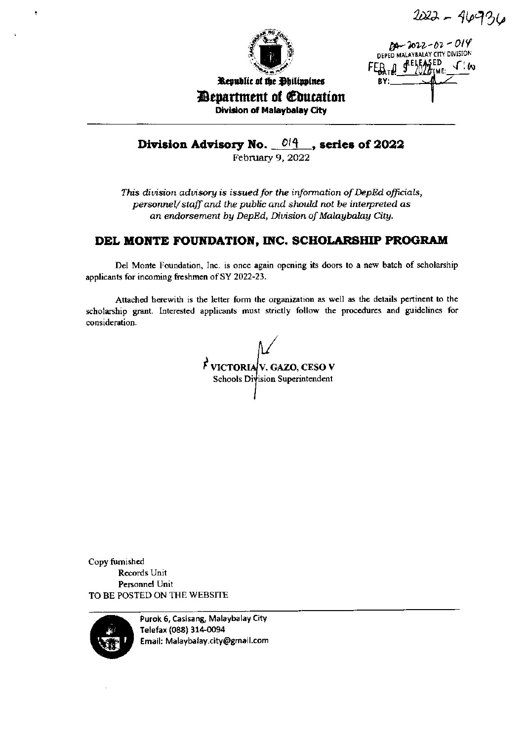2022 - 46936

DA-2022-02-014
DEPED MALAYBALAY CITY DIVISION
RELEASED
DATE: FEB 0 9 2022 TIME: 1:10
BY:

Republic of the Philippines
Department of Education
Division of Malaybalay City

## Division Advisory No. 014, series of 2022

February 9, 2022

*This division advisory is issued for the information of DepEd officials, personnel/ staff and the public and should not be interpreted as an endorsement by DepEd, Division of Malaybalay City.*

## DEL MONTE FOUNDATION, INC. SCHOLARSHIP PROGRAM

Del Monte Foundation, Inc. is once again opening its doors to a new batch of scholarship applicants for incoming freshmen of SY 2022-23.

Attached herewith is the letter form the organization as well as the details pertinent to the scholarship grant. Interested applicants must strictly follow the procedures and guidelines for consideration.

**VICTORIA V. GAZO, CESO V**
Schools Division Superintendent

Copy furnished
Records Unit
Personnel Unit
TO BE POSTED ON THE WEBSITE

Purok 6, Casisang, Malaybalay City
Telefax (088) 314-0094
Email: Malaybalay.city@gmail.com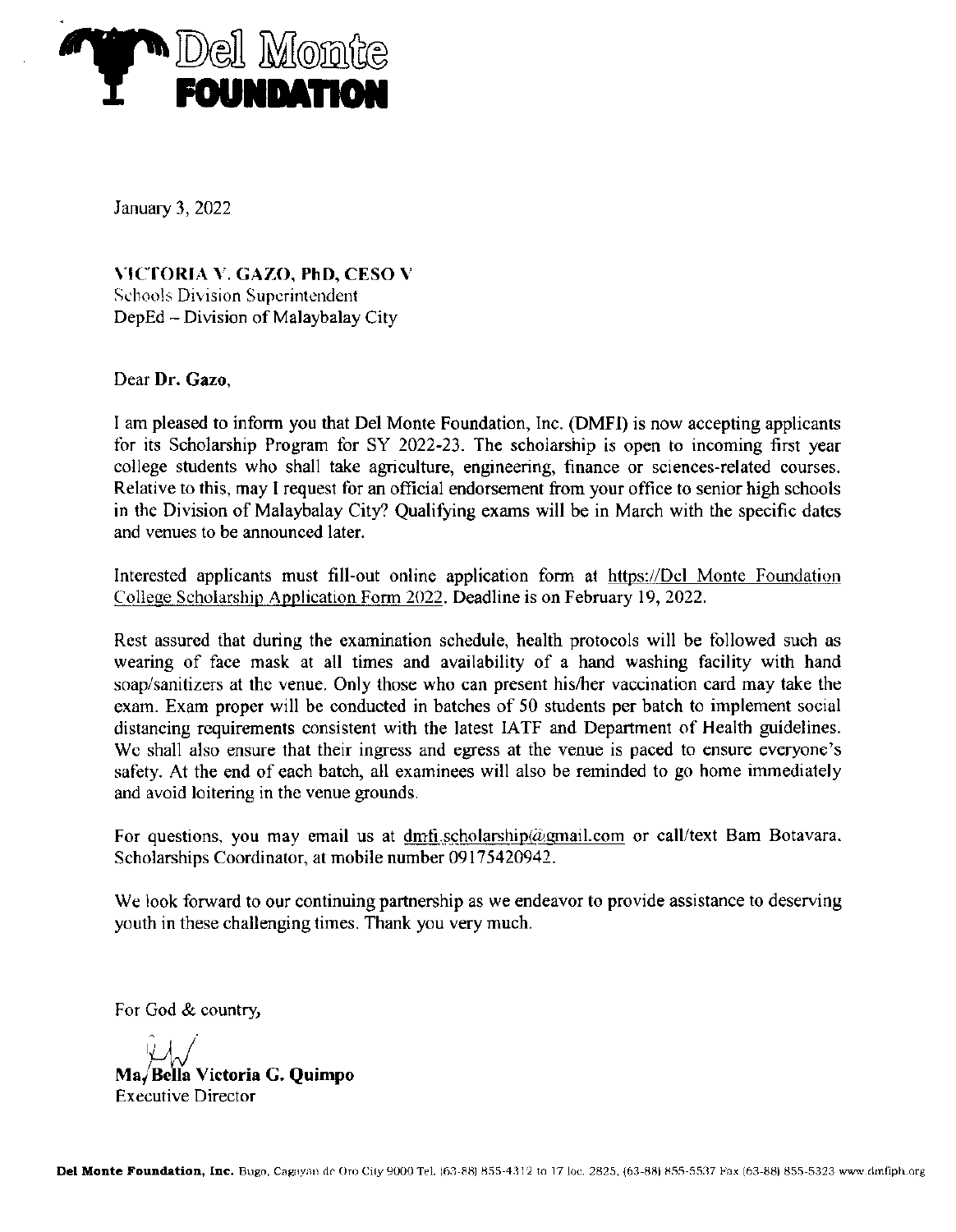# Del Monte FOUNDATION

January 3, 2022

**VICTORIA V. GAZO, PhD, CESO V**
Schools Division Superintendent
DepEd – Division of Malaybalay City

Dear **Dr. Gazo**,

I am pleased to inform you that Del Monte Foundation, Inc. (DMFI) is now accepting applicants for its Scholarship Program for SY 2022-23. The scholarship is open to incoming first year college students who shall take agriculture, engineering, finance or sciences-related courses. Relative to this, may I request for an official endorsement from your office to senior high schools in the Division of Malaybalay City? Qualifying exams will be in March with the specific dates and venues to be announced later.

Interested applicants must fill-out online application form at https://Del Monte Foundation College Scholarship Application Form 2022. Deadline is on February 19, 2022.

Rest assured that during the examination schedule, health protocols will be followed such as wearing of face mask at all times and availability of a hand washing facility with hand soap/sanitizers at the venue. Only those who can present his/her vaccination card may take the exam. Exam proper will be conducted in batches of 50 students per batch to implement social distancing requirements consistent with the latest IATF and Department of Health guidelines. We shall also ensure that their ingress and egress at the venue is paced to ensure everyone's safety. At the end of each batch, all examinees will also be reminded to go home immediately and avoid loitering in the venue grounds.

For questions, you may email us at dmfi.scholarship@gmail.com or call/text Bam Botavara, Scholarships Coordinator, at mobile number 09175420942.

We look forward to our continuing partnership as we endeavor to provide assistance to deserving youth in these challenging times. Thank you very much.

For God & country,

**Ma. Bella Victoria G. Quimpo**
Executive Director

**Del Monte Foundation, Inc.** Bugo, Cagayan de Oro City 9000 Tel. (63-88) 855-4312 to 17 loc. 2825, (63-88) 855-5537 Fax (63-88) 855-5323 www.dmfiph.org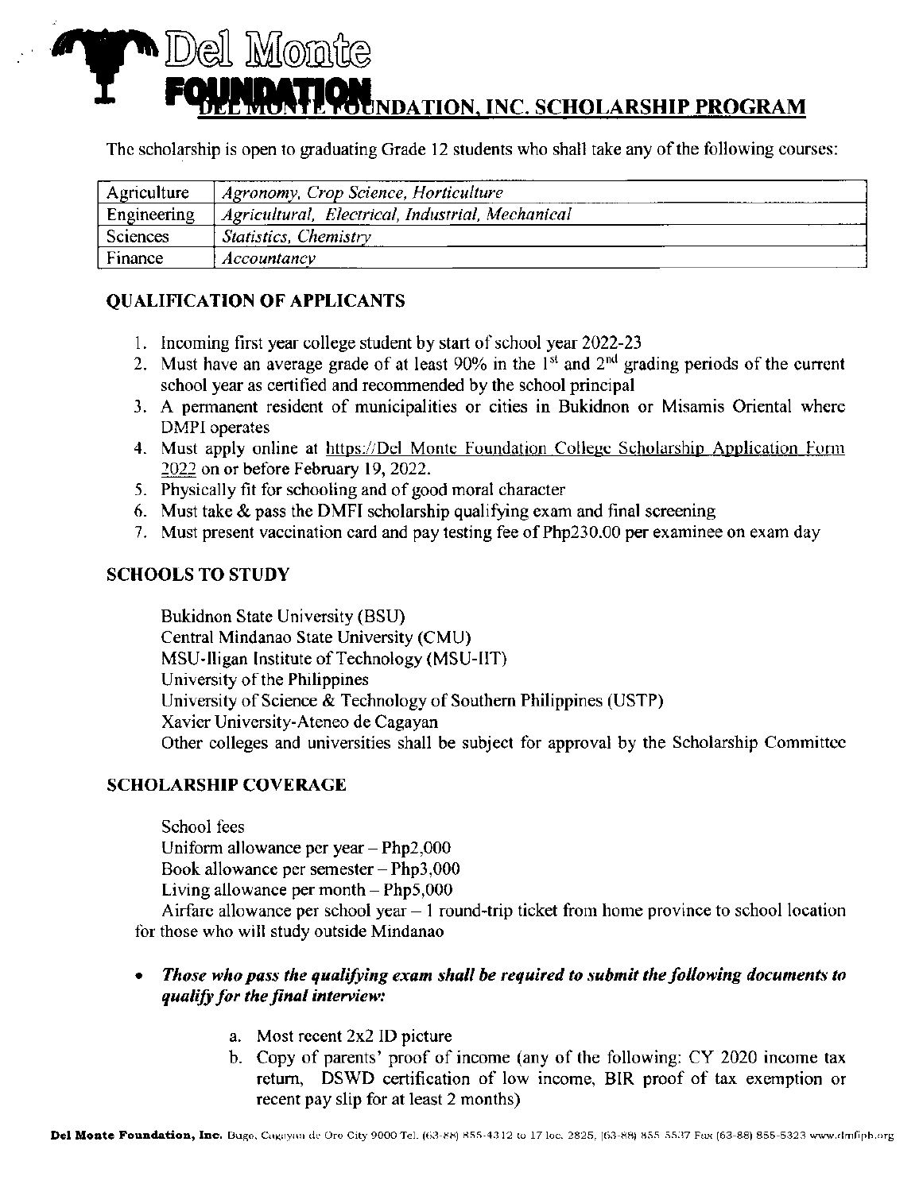# Del Monte FOUNDATION

## DEL MONTE FOUNDATION, INC. SCHOLARSHIP PROGRAM

The scholarship is open to graduating Grade 12 students who shall take any of the following courses:

| | |
|---|---|
| Agriculture | *Agronomy, Crop Science, Horticulture* |
| Engineering | *Agricultural, Electrical, Industrial, Mechanical* |
| Sciences | *Statistics, Chemistry* |
| Finance | *Accountancy* |

### QUALIFICATION OF APPLICANTS

1. Incoming first year college student by start of school year 2022-23
2. Must have an average grade of at least 90% in the 1st and 2nd grading periods of the current school year as certified and recommended by the school principal
3. A permanent resident of municipalities or cities in Bukidnon or Misamis Oriental where DMPI operates
4. Must apply online at https://Del Monte Foundation College Scholarship Application Form 2022 on or before February 19, 2022.
5. Physically fit for schooling and of good moral character
6. Must take & pass the DMFI scholarship qualifying exam and final screening
7. Must present vaccination card and pay testing fee of Php230.00 per examinee on exam day

### SCHOOLS TO STUDY

Bukidnon State University (BSU)
Central Mindanao State University (CMU)
MSU-Iligan Institute of Technology (MSU-IIT)
University of the Philippines
University of Science & Technology of Southern Philippines (USTP)
Xavier University-Ateneo de Cagayan
Other colleges and universities shall be subject for approval by the Scholarship Committee

### SCHOLARSHIP COVERAGE

School fees
Uniform allowance per year – Php2,000
Book allowance per semester – Php3,000
Living allowance per month – Php5,000
Airfare allowance per school year – 1 round-trip ticket from home province to school location for those who will study outside Mindanao

- ***Those who pass the qualifying exam shall be required to submit the following documents to qualify for the final interview:***

  a. Most recent 2x2 ID picture
  b. Copy of parents' proof of income (any of the following: CY 2020 income tax return, DSWD certification of low income, BIR proof of tax exemption or recent pay slip for at least 2 months)

**Del Monte Foundation, Inc.** Bugo, Cagayan de Oro City 9000 Tel. (63-88) 855-4312 to 17 loc. 2825, (63-88) 855 5537 Fax (63-88) 855-5323 www.dmfiph.org